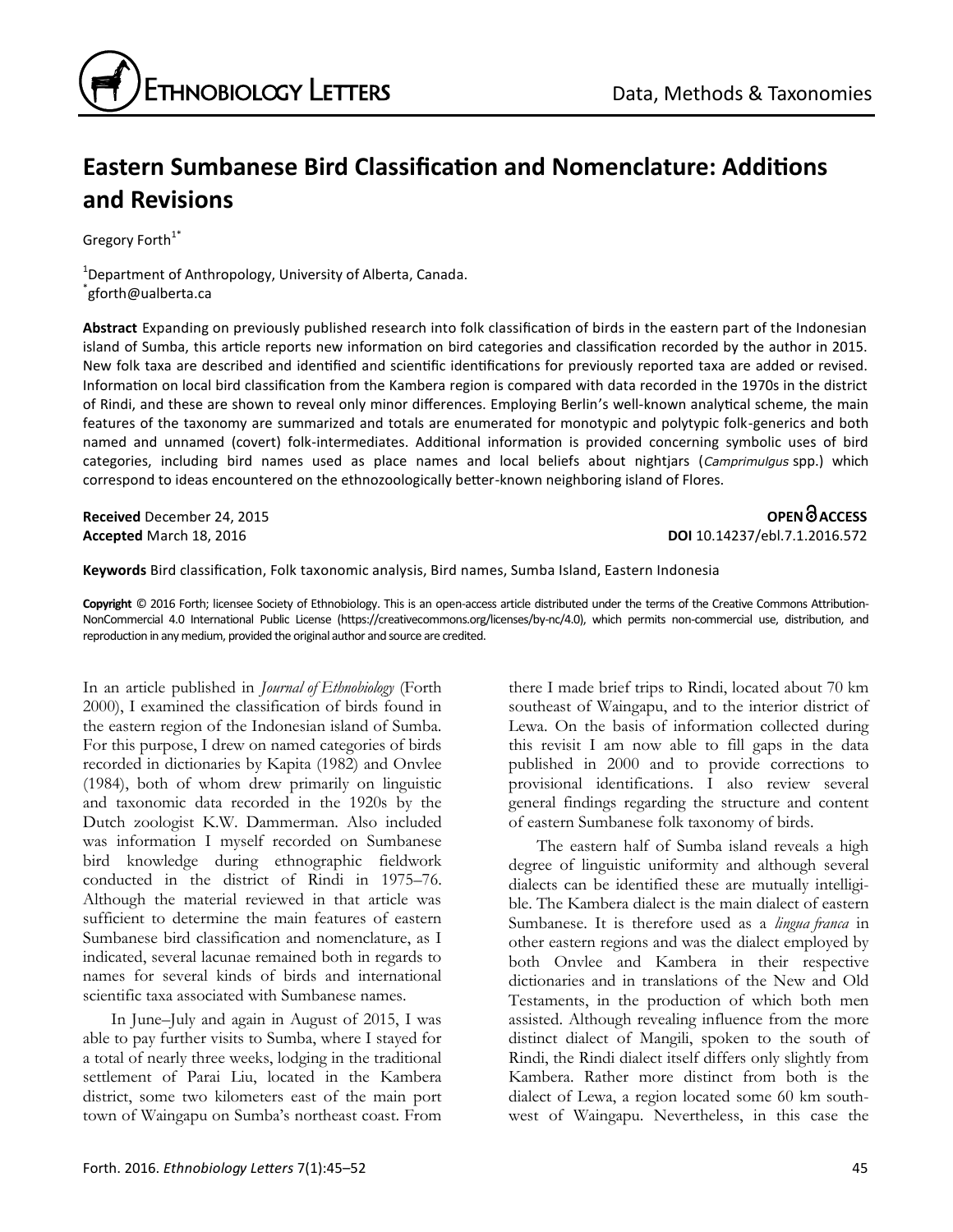# Eastern Sumbanese Bird Classification and Nomenclature: Additions and Revisions

Gregory Forth[1*]

[1]Department of Anthropology, University of Alberta, Canada.
[*]gforth@ualberta.ca

**Abstract** Expanding on previously published research into folk classification of birds in the eastern part of the Indonesian island of Sumba, this article reports new information on bird categories and classification recorded by the author in 2015. New folk taxa are described and identified and scientific identifications for previously reported taxa are added or revised. Information on local bird classification from the Kambera region is compared with data recorded in the 1970s in the district of Rindi, and these are shown to reveal only minor differences. Employing Berlin's well-known analytical scheme, the main features of the taxonomy are summarized and totals are enumerated for monotypic and polytypic folk-generics and both named and unnamed (covert) folk-intermediates. Additional information is provided concerning symbolic uses of bird categories, including bird names used as place names and local beliefs about nightjars (*Camprimulgus* spp.) which correspond to ideas encountered on the ethnozoologically better-known neighboring island of Flores.

**Received** December 24, 2015
**Accepted** March 18, 2016

**OPEN ACCESS**
**DOI** 10.14237/ebl.7.1.2016.572

**Keywords** Bird classification, Folk taxonomic analysis, Bird names, Sumba Island, Eastern Indonesia

**Copyright** © 2016 Forth; licensee Society of Ethnobiology. This is an open-access article distributed under the terms of the Creative Commons Attribution-NonCommercial 4.0 International Public License (https://creativecommons.org/licenses/by-nc/4.0), which permits non-commercial use, distribution, and reproduction in any medium, provided the original author and source are credited.

In an article published in *Journal of Ethnobiology* (Forth 2000), I examined the classification of birds found in the eastern region of the Indonesian island of Sumba. For this purpose, I drew on named categories of birds recorded in dictionaries by Kapita (1982) and Onvlee (1984), both of whom drew primarily on linguistic and taxonomic data recorded in the 1920s by the Dutch zoologist K.W. Dammerman. Also included was information I myself recorded on Sumbanese bird knowledge during ethnographic fieldwork conducted in the district of Rindi in 1975–76. Although the material reviewed in that article was sufficient to determine the main features of eastern Sumbanese bird classification and nomenclature, as I indicated, several lacunae remained both in regards to names for several kinds of birds and international scientific taxa associated with Sumbanese names.

In June–July and again in August of 2015, I was able to pay further visits to Sumba, where I stayed for a total of nearly three weeks, lodging in the traditional settlement of Parai Liu, located in the Kambera district, some two kilometers east of the main port town of Waingapu on Sumba's northeast coast. From there I made brief trips to Rindi, located about 70 km southeast of Waingapu, and to the interior district of Lewa. On the basis of information collected during this revisit I am now able to fill gaps in the data published in 2000 and to provide corrections to provisional identifications. I also review several general findings regarding the structure and content of eastern Sumbanese folk taxonomy of birds.

The eastern half of Sumba island reveals a high degree of linguistic uniformity and although several dialects can be identified these are mutually intelligible. The Kambera dialect is the main dialect of eastern Sumbanese. It is therefore used as a *lingua franca* in other eastern regions and was the dialect employed by both Onvlee and Kambera in their respective dictionaries and in translations of the New and Old Testaments, in the production of which both men assisted. Although revealing influence from the more distinct dialect of Mangili, spoken to the south of Rindi, the Rindi dialect itself differs only slightly from Kambera. Rather more distinct from both is the dialect of Lewa, a region located some 60 km southwest of Waingapu. Nevertheless, in this case the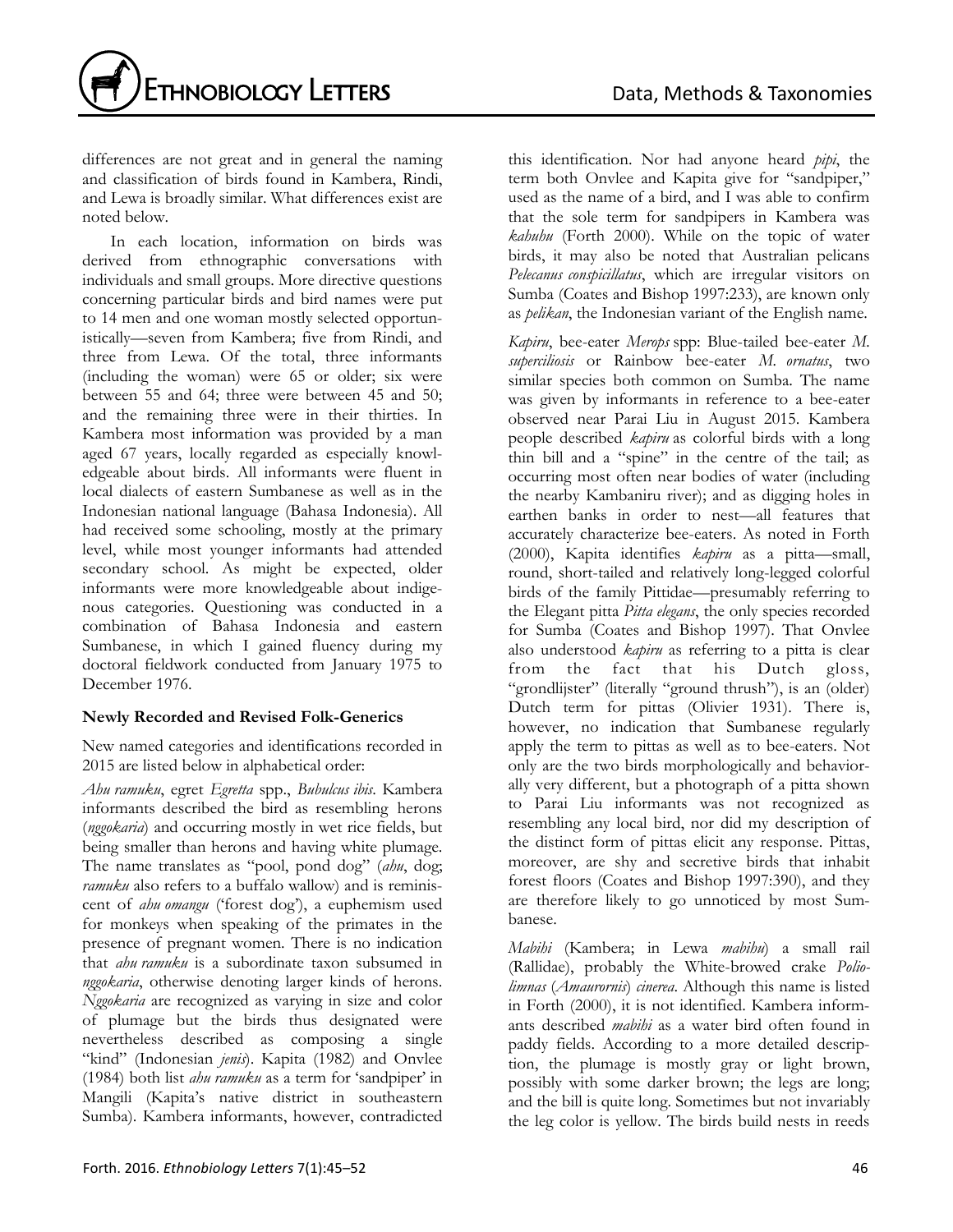differences are not great and in general the naming and classification of birds found in Kambera, Rindi, and Lewa is broadly similar. What differences exist are noted below.

In each location, information on birds was derived from ethnographic conversations with individuals and small groups. More directive questions concerning particular birds and bird names were put to 14 men and one woman mostly selected opportunistically—seven from Kambera; five from Rindi, and three from Lewa. Of the total, three informants (including the woman) were 65 or older; six were between 55 and 64; three were between 45 and 50; and the remaining three were in their thirties. In Kambera most information was provided by a man aged 67 years, locally regarded as especially knowledgeable about birds. All informants were fluent in local dialects of eastern Sumbanese as well as in the Indonesian national language (Bahasa Indonesia). All had received some schooling, mostly at the primary level, while most younger informants had attended secondary school. As might be expected, older informants were more knowledgeable about indigenous categories. Questioning was conducted in a combination of Bahasa Indonesia and eastern Sumbanese, in which I gained fluency during my doctoral fieldwork conducted from January 1975 to December 1976.

### Newly Recorded and Revised Folk-Generics

New named categories and identifications recorded in 2015 are listed below in alphabetical order:

*Ahu ramuku*, egret *Egretta* spp., *Bubulcus ibis*. Kambera informants described the bird as resembling herons (*nggokaria*) and occurring mostly in wet rice fields, but being smaller than herons and having white plumage. The name translates as "pool, pond dog" (*ahu*, dog; *ramuku* also refers to a buffalo wallow) and is reminiscent of *ahu omangu* ('forest dog'), a euphemism used for monkeys when speaking of the primates in the presence of pregnant women. There is no indication that *ahu ramuku* is a subordinate taxon subsumed in *nggokaria*, otherwise denoting larger kinds of herons. *Nggokaria* are recognized as varying in size and color of plumage but the birds thus designated were nevertheless described as composing a single "kind" (Indonesian *jenis*). Kapita (1982) and Onvlee (1984) both list *ahu ramuku* as a term for 'sandpiper' in Mangili (Kapita's native district in southeastern Sumba). Kambera informants, however, contradicted this identification. Nor had anyone heard *pipi*, the term both Onvlee and Kapita give for "sandpiper," used as the name of a bird, and I was able to confirm that the sole term for sandpipers in Kambera was *kabuhu* (Forth 2000). While on the topic of water birds, it may also be noted that Australian pelicans *Pelecanus conspicillatus*, which are irregular visitors on Sumba (Coates and Bishop 1997:233), are known only as *pelikan*, the Indonesian variant of the English name.

*Kapiru*, bee-eater *Merops* spp: Blue-tailed bee-eater *M. superciliosis* or Rainbow bee-eater *M. ornatus*, two similar species both common on Sumba. The name was given by informants in reference to a bee-eater observed near Parai Liu in August 2015. Kambera people described *kapiru* as colorful birds with a long thin bill and a "spine" in the centre of the tail; as occurring most often near bodies of water (including the nearby Kambaniru river); and as digging holes in earthen banks in order to nest—all features that accurately characterize bee-eaters. As noted in Forth (2000), Kapita identifies *kapiru* as a pitta—small, round, short-tailed and relatively long-legged colorful birds of the family Pittidae—presumably referring to the Elegant pitta *Pitta elegans*, the only species recorded for Sumba (Coates and Bishop 1997). That Onvlee also understood *kapiru* as referring to a pitta is clear from the fact that his Dutch gloss, "grondlijster" (literally "ground thrush"), is an (older) Dutch term for pittas (Olivier 1931). There is, however, no indication that Sumbanese regularly apply the term to pittas as well as to bee-eaters. Not only are the two birds morphologically and behaviorally very different, but a photograph of a pitta shown to Parai Liu informants was not recognized as resembling any local bird, nor did my description of the distinct form of pittas elicit any response. Pittas, moreover, are shy and secretive birds that inhabit forest floors (Coates and Bishop 1997:390), and they are therefore likely to go unnoticed by most Sumbanese.

*Mabihi* (Kambera; in Lewa *mabihu*) a small rail (Rallidae), probably the White-browed crake *Poliolimnas* (*Amaurornis*) *cinerea*. Although this name is listed in Forth (2000), it is not identified. Kambera informants described *mabihi* as a water bird often found in paddy fields. According to a more detailed description, the plumage is mostly gray or light brown, possibly with some darker brown; the legs are long; and the bill is quite long. Sometimes but not invariably the leg color is yellow. The birds build nests in reeds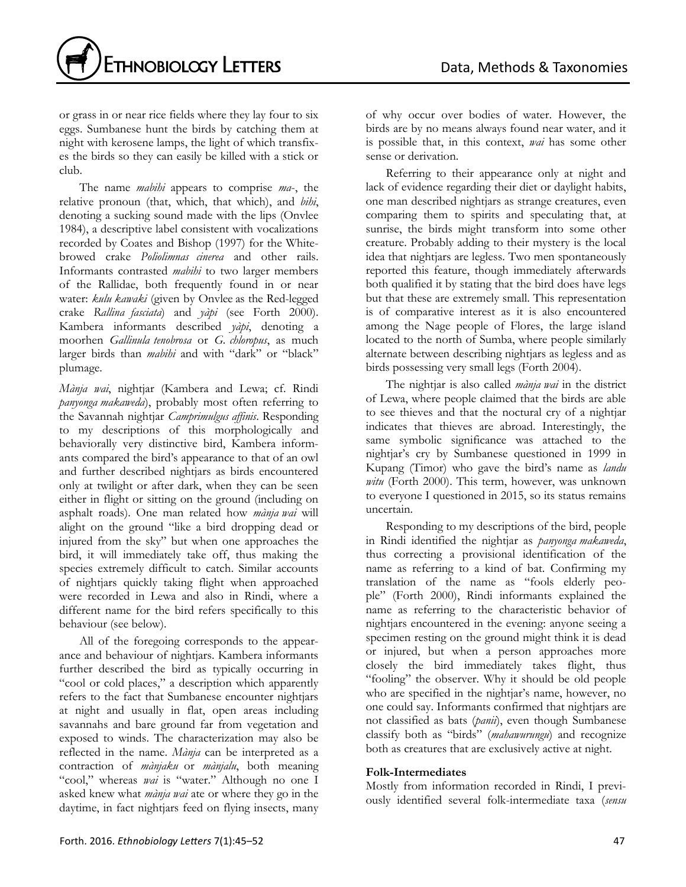or grass in or near rice fields where they lay four to six eggs. Sumbanese hunt the birds by catching them at night with kerosene lamps, the light of which transfixes the birds so they can easily be killed with a stick or club.

The name *mabihi* appears to comprise *ma-*, the relative pronoun (that, which, that which), and *bihi*, denoting a sucking sound made with the lips (Onvlee 1984), a descriptive label consistent with vocalizations recorded by Coates and Bishop (1997) for the White-browed crake *Poliolimnas cinerea* and other rails. Informants contrasted *mabihi* to two larger members of the Rallidae, both frequently found in or near water: *kulu kawaki* (given by Onvlee as the Red-legged crake *Rallina fasciata*) and *yàpi* (see Forth 2000). Kambera informants described *yàpi*, denoting a moorhen *Gallinula tenobrosa* or *G. chloropus*, as much larger birds than *mabihi* and with "dark" or "black" plumage.

*Mànja wai*, nightjar (Kambera and Lewa; cf. Rindi *panyonga makaweda*), probably most often referring to the Savannah nightjar *Camprimulgus affinis*. Responding to my descriptions of this morphologically and behaviorally very distinctive bird, Kambera informants compared the bird's appearance to that of an owl and further described nightjars as birds encountered only at twilight or after dark, when they can be seen either in flight or sitting on the ground (including on asphalt roads). One man related how *mànja wai* will alight on the ground "like a bird dropping dead or injured from the sky" but when one approaches the bird, it will immediately take off, thus making the species extremely difficult to catch. Similar accounts of nightjars quickly taking flight when approached were recorded in Lewa and also in Rindi, where a different name for the bird refers specifically to this behaviour (see below).

All of the foregoing corresponds to the appearance and behaviour of nightjars. Kambera informants further described the bird as typically occurring in "cool or cold places," a description which apparently refers to the fact that Sumbanese encounter nightjars at night and usually in flat, open areas including savannahs and bare ground far from vegetation and exposed to winds. The characterization may also be reflected in the name. *Mànja* can be interpreted as a contraction of *mànjaku* or *mànjalu*, both meaning "cool," whereas *wai* is "water." Although no one I asked knew what *mànja wai* ate or where they go in the daytime, in fact nightjars feed on flying insects, many of why occur over bodies of water. However, the birds are by no means always found near water, and it is possible that, in this context, *wai* has some other sense or derivation.

Referring to their appearance only at night and lack of evidence regarding their diet or daylight habits, one man described nightjars as strange creatures, even comparing them to spirits and speculating that, at sunrise, the birds might transform into some other creature. Probably adding to their mystery is the local idea that nightjars are legless. Two men spontaneously reported this feature, though immediately afterwards both qualified it by stating that the bird does have legs but that these are extremely small. This representation is of comparative interest as it is also encountered among the Nage people of Flores, the large island located to the north of Sumba, where people similarly alternate between describing nightjars as legless and as birds possessing very small legs (Forth 2004).

The nightjar is also called *mànja wai* in the district of Lewa, where people claimed that the birds are able to see thieves and that the noctural cry of a nightjar indicates that thieves are abroad. Interestingly, the same symbolic significance was attached to the nightjar's cry by Sumbanese questioned in 1999 in Kupang (Timor) who gave the bird's name as *landu witu* (Forth 2000). This term, however, was unknown to everyone I questioned in 2015, so its status remains uncertain.

Responding to my descriptions of the bird, people in Rindi identified the nightjar as *panyonga makaweda*, thus correcting a provisional identification of the name as referring to a kind of bat. Confirming my translation of the name as "fools elderly people" (Forth 2000), Rindi informants explained the name as referring to the characteristic behavior of nightjars encountered in the evening: anyone seeing a specimen resting on the ground might think it is dead or injured, but when a person approaches more closely the bird immediately takes flight, thus "fooling" the observer. Why it should be old people who are specified in the nightjar's name, however, no one could say. Informants confirmed that nightjars are not classified as bats (*panii*), even though Sumbanese classify both as "birds" (*mahawurungu*) and recognize both as creatures that are exclusively active at night.

**Folk-Intermediates**

Mostly from information recorded in Rindi, I previously identified several folk-intermediate taxa (*sensu*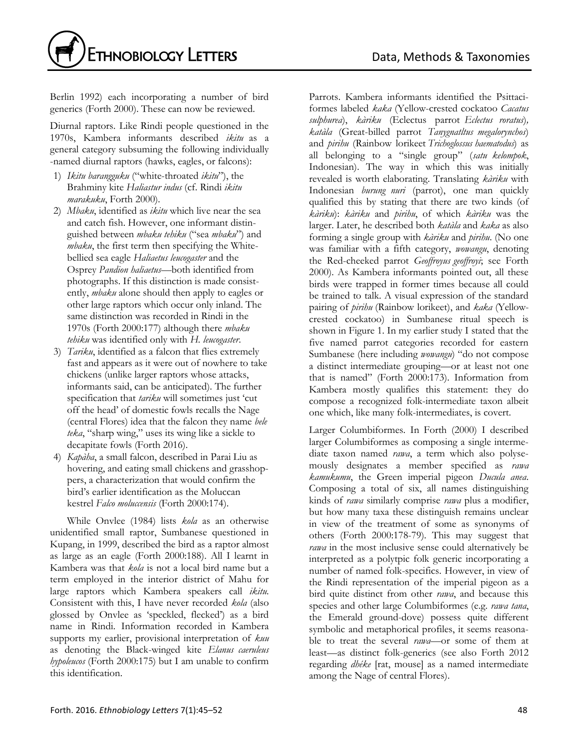Berlin 1992) each incorporating a number of bird generics (Forth 2000). These can now be reviewed.

Diurnal raptors. Like Rindi people questioned in the 1970s, Kambera informants described *ikitu* as a general category subsuming the following individually-named diurnal raptors (hawks, eagles, or falcons):

1) *Ikitu barangguku* ("white-throated *ikitu*"), the Brahminy kite *Haliastur indus* (cf. Rindi *ikitu marakuku*, Forth 2000).
2) *Mbaku*, identified as *ikitu* which live near the sea and catch fish. However, one informant distinguished between *mbaku tehiku* ("sea *mbaku*") and *mbaku*, the first term then specifying the White-bellied sea eagle *Haliaetus leucogaster* and the Osprey *Pandion haliaetus*—both identified from photographs. If this distinction is made consistently, *mbaku* alone should then apply to eagles or other large raptors which occur only inland. The same distinction was recorded in Rindi in the 1970s (Forth 2000:177) although there *mbaku tehiku* was identified only with *H. leucogaster*.
3) *Tariku*, identified as a falcon that flies extremely fast and appears as it were out of nowhere to take chickens (unlike larger raptors whose attacks, informants said, can be anticipated). The further specification that *tariku* will sometimes just 'cut off the head' of domestic fowls recalls the Nage (central Flores) idea that the falcon they name *bele teka*, "sharp wing," uses its wing like a sickle to decapitate fowls (Forth 2016).
4) *Kapàha*, a small falcon, described in Parai Liu as hovering, and eating small chickens and grasshoppers, a characterization that would confirm the bird's earlier identification as the Moluccan kestrel *Falco moluccensis* (Forth 2000:174).

While Onvlee (1984) lists *kola* as an otherwise unidentified small raptor, Sumbanese questioned in Kupang, in 1999, described the bird as a raptor almost as large as an eagle (Forth 2000:188). All I learnt in Kambera was that *kola* is not a local bird name but a term employed in the interior district of Mahu for large raptors which Kambera speakers call *ikitu*. Consistent with this, I have never recorded *kola* (also glossed by Onvlee as 'speckled, flecked') as a bird name in Rindi. Information recorded in Kambera supports my earlier, provisional interpretation of *kuu* as denoting the Black-winged kite *Elanus caeruleus hypoleucos* (Forth 2000:175) but I am unable to confirm this identification.

Parrots. Kambera informants identified the Psittaciformes labeled *kaka* (Yellow-crested cockatoo *Cacatus sulphurea*), *kàriku* (Eclectus parrot *Eclectus roratus*), *katàla* (Great-billed parrot *Tanygnatltus megalorynchos*) and *pirihu* (Rainbow lorikeet *Trichoglossus haematodus*) as all belonging to a "single group" (*satu kelompok*, Indonesian). The way in which this was initially revealed is worth elaborating. Translating *kàriku* with Indonesian *burung nuri* (parrot), one man quickly qualified this by stating that there are two kinds (of *kàriku*): *kàriku* and *pirihu*, of which *kàriku* was the larger. Later, he described both *katàla* and *kaka* as also forming a single group with *kàriku* and *pirihu*. (No one was familiar with a fifth category, *wowangu*, denoting the Red-cheeked parrot *Geoffroyus geoffroyi*; see Forth 2000). As Kambera informants pointed out, all these birds were trapped in former times because all could be trained to talk. A visual expression of the standard pairing of *pirihu* (Rainbow lorikeet), and *kaka* (Yellow-crested cockatoo) in Sumbanese ritual speech is shown in Figure 1. In my earlier study I stated that the five named parrot categories recorded for eastern Sumbanese (here including *wowangu*) "do not compose a distinct intermediate grouping—or at least not one that is named" (Forth 2000:173). Information from Kambera mostly qualifies this statement: they do compose a recognized folk-intermediate taxon albeit one which, like many folk-intermediates, is covert.

Larger Columbiformes. In Forth (2000) I described larger Columbiformes as composing a single intermediate taxon named *rawa*, a term which also polysemously designates a member specified as *rawa kamukumu*, the Green imperial pigeon *Ducula anea*. Composing a total of six, all names distinguishing kinds of *rawa* similarly comprise *rawa* plus a modifier, but how many taxa these distinguish remains unclear in view of the treatment of some as synonyms of others (Forth 2000:178-79). This may suggest that *rawa* in the most inclusive sense could alternatively be interpreted as a polytpic folk generic incorporating a number of named folk-specifics. However, in view of the Rindi representation of the imperial pigeon as a bird quite distinct from other *rawa*, and because this species and other large Columbiformes (e.g. *rawa tana*, the Emerald ground-dove) possess quite different symbolic and metaphorical profiles, it seems reasonable to treat the several *rawa*—or some of them at least—as distinct folk-generics (see also Forth 2012 regarding *dhéke* [rat, mouse] as a named intermediate among the Nage of central Flores).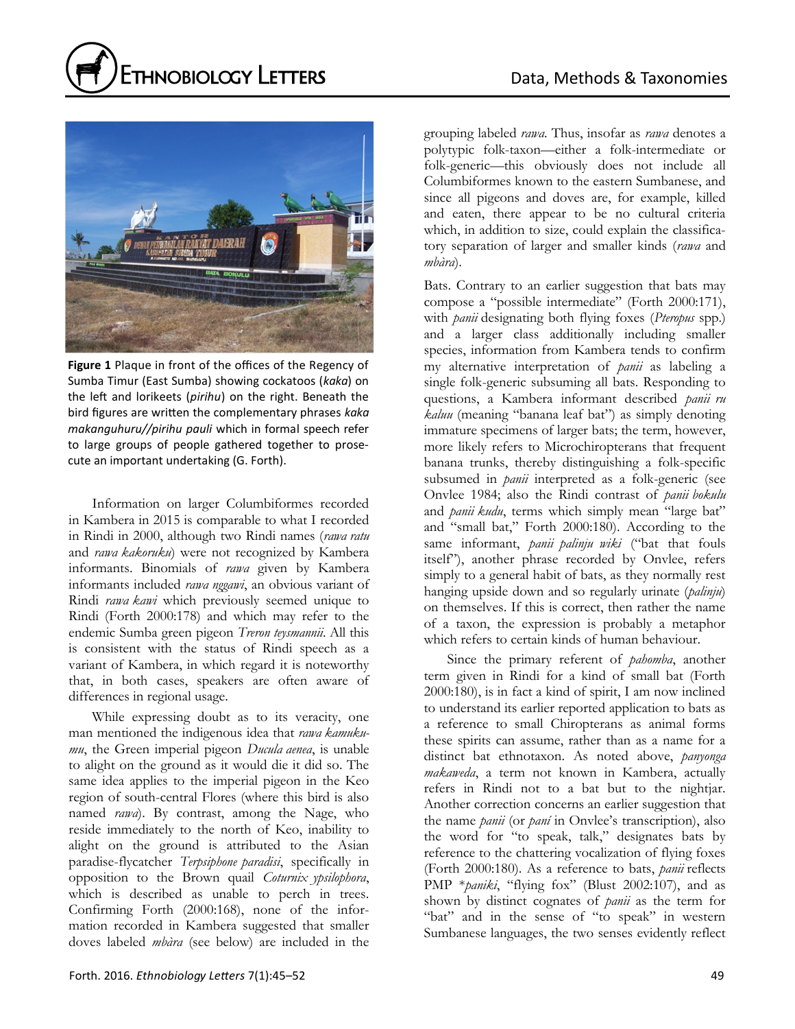**Figure 1** Plaque in front of the offices of the Regency of Sumba Timur (East Sumba) showing cockatoos (*kaka*) on the left and lorikeets (*pirihu*) on the right. Beneath the bird figures are written the complementary phrases *kaka makanguhuru//pirihu pauli* which in formal speech refer to large groups of people gathered together to prosecute an important undertaking (G. Forth).

Information on larger Columbiformes recorded in Kambera in 2015 is comparable to what I recorded in Rindi in 2000, although two Rindi names (*rawa ratu* and *rawa kakoruku*) were not recognized by Kambera informants. Binomials of *rawa* given by Kambera informants included *rawa nggawi*, an obvious variant of Rindi *rawa kawi* which previously seemed unique to Rindi (Forth 2000:178) and which may refer to the endemic Sumba green pigeon *Treron teysmannii*. All this is consistent with the status of Rindi speech as a variant of Kambera, in which regard it is noteworthy that, in both cases, speakers are often aware of differences in regional usage.

While expressing doubt as to its veracity, one man mentioned the indigenous idea that *rawa kamukumu*, the Green imperial pigeon *Ducula aenea*, is unable to alight on the ground as it would die it did so. The same idea applies to the imperial pigeon in the Keo region of south-central Flores (where this bird is also named *rawa*). By contrast, among the Nage, who reside immediately to the north of Keo, inability to alight on the ground is attributed to the Asian paradise-flycatcher *Terpsiphone paradisi*, specifically in opposition to the Brown quail *Coturnix ypsilophora*, which is described as unable to perch in trees. Confirming Forth (2000:168), none of the information recorded in Kambera suggested that smaller doves labeled *mbàra* (see below) are included in the grouping labeled *rawa*. Thus, insofar as *rawa* denotes a polytypic folk-taxon—either a folk-intermediate or folk-generic—this obviously does not include all Columbiformes known to the eastern Sumbanese, and since all pigeons and doves are, for example, killed and eaten, there appear to be no cultural criteria which, in addition to size, could explain the classificatory separation of larger and smaller kinds (*rawa* and *mbàra*).

Bats. Contrary to an earlier suggestion that bats may compose a "possible intermediate" (Forth 2000:171), with *panii* designating both flying foxes (*Pteropus* spp.) and a larger class additionally including smaller species, information from Kambera tends to confirm my alternative interpretation of *panii* as labeling a single folk-generic subsuming all bats. Responding to questions, a Kambera informant described *panii ru kaluu* (meaning "banana leaf bat") as simply denoting immature specimens of larger bats; the term, however, more likely refers to Microchiropterans that frequent banana trunks, thereby distinguishing a folk-specific subsumed in *panii* interpreted as a folk-generic (see Onvlee 1984; also the Rindi contrast of *panii bokulu* and *panii kudu*, terms which simply mean "large bat" and "small bat," Forth 2000:180). According to the same informant, *panii palinju wiki* ("bat that fouls itself"), another phrase recorded by Onvlee, refers simply to a general habit of bats, as they normally rest hanging upside down and so regularly urinate (*palinju*) on themselves. If this is correct, then rather the name of a taxon, the expression is probably a metaphor which refers to certain kinds of human behaviour.

Since the primary referent of *pahomba*, another term given in Rindi for a kind of small bat (Forth 2000:180), is in fact a kind of spirit, I am now inclined to understand its earlier reported application to bats as a reference to small Chiropterans as animal forms these spirits can assume, rather than as a name for a distinct bat ethnotaxon. As noted above, *panyonga makaweda*, a term not known in Kambera, actually refers in Rindi not to a bat but to the nightjar. Another correction concerns an earlier suggestion that the name *panii* (or *paní* in Onvlee's transcription), also the word for "to speak, talk," designates bats by reference to the chattering vocalization of flying foxes (Forth 2000:180). As a reference to bats, *panii* reflects PMP *\*paniki*, "flying fox" (Blust 2002:107), and as shown by distinct cognates of *panii* as the term for "bat" and in the sense of "to speak" in western Sumbanese languages, the two senses evidently reflect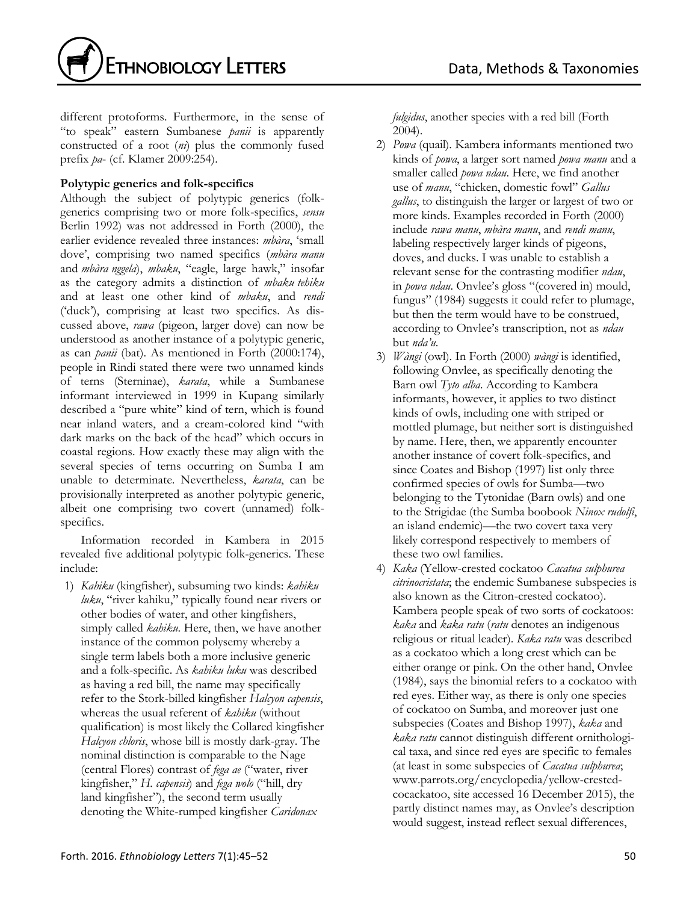different protoforms. Furthermore, in the sense of "to speak" eastern Sumbanese *panii* is apparently constructed of a root (*ni*) plus the commonly fused prefix *pa-* (cf. Klamer 2009:254).

**Polytypic generics and folk-specifics**

Although the subject of polytypic generics (folk-generics comprising two or more folk-specifics, *sensu* Berlin 1992) was not addressed in Forth (2000), the earlier evidence revealed three instances: *mbàra*, 'small dove', comprising two named specifics (*mbàra manu* and *mbàra nggela*), *mbaku*, "eagle, large hawk," insofar as the category admits a distinction of *mbaku tehiku* and at least one other kind of *mbaku*, and *rendi* ('duck'), comprising at least two specifics. As discussed above, *rawa* (pigeon, larger dove) can now be understood as another instance of a polytypic generic, as can *panii* (bat). As mentioned in Forth (2000:174), people in Rindi stated there were two unnamed kinds of terns (Sterninae), *karata*, while a Sumbanese informant interviewed in 1999 in Kupang similarly described a "pure white" kind of tern, which is found near inland waters, and a cream-colored kind "with dark marks on the back of the head" which occurs in coastal regions. How exactly these may align with the several species of terns occurring on Sumba I am unable to determinate. Nevertheless, *karata*, can be provisionally interpreted as another polytypic generic, albeit one comprising two covert (unnamed) folk-specifics.

Information recorded in Kambera in 2015 revealed five additional polytypic folk-generics. These include:

1) *Kahiku* (kingfisher), subsuming two kinds: *kahiku luku*, "river kahiku," typically found near rivers or other bodies of water, and other kingfishers, simply called *kahiku*. Here, then, we have another instance of the common polysemy whereby a single term labels both a more inclusive generic and a folk-specific. As *kahiku luku* was described as having a red bill, the name may specifically refer to the Stork-billed kingfisher *Halcyon capensis*, whereas the usual referent of *kahiku* (without qualification) is most likely the Collared kingfisher *Halcyon chloris*, whose bill is mostly dark-gray. The nominal distinction is comparable to the Nage (central Flores) contrast of *fega ae* ("water, river kingfisher," *H. capensis*) and *fega wolo* ("hill, dry land kingfisher"), the second term usually denoting the White-rumped kingfisher *Caridonax fulgidus*, another species with a red bill (Forth 2004).
2) *Powa* (quail). Kambera informants mentioned two kinds of *powa*, a larger sort named *powa manu* and a smaller called *powa ndau*. Here, we find another use of *manu*, "chicken, domestic fowl" *Gallus gallus*, to distinguish the larger or largest of two or more kinds. Examples recorded in Forth (2000) include *rawa manu*, *mbàra manu*, and *rendi manu*, labeling respectively larger kinds of pigeons, doves, and ducks. I was unable to establish a relevant sense for the contrasting modifier *ndau*, in *powa ndau*. Onvlee's gloss "(covered in) mould, fungus" (1984) suggests it could refer to plumage, but then the term would have to be construed, according to Onvlee's transcription, not as *ndau* but *nda'u*.
3) *Wàngi* (owl). In Forth (2000) *wàngi* is identified, following Onvlee, as specifically denoting the Barn owl *Tyto alba*. According to Kambera informants, however, it applies to two distinct kinds of owls, including one with striped or mottled plumage, but neither sort is distinguished by name. Here, then, we apparently encounter another instance of covert folk-specifics, and since Coates and Bishop (1997) list only three confirmed species of owls for Sumba—two belonging to the Tytonidae (Barn owls) and one to the Strigidae (the Sumba boobook *Ninox rudolfi*, an island endemic)—the two covert taxa very likely correspond respectively to members of these two owl families.
4) *Kaka* (Yellow-crested cockatoo *Cacatua sulphurea citrinocristata*; the endemic Sumbanese subspecies is also known as the Citron-crested cockatoo). Kambera people speak of two sorts of cockatoos: *kaka* and *kaka ratu* (*ratu* denotes an indigenous religious or ritual leader). *Kaka ratu* was described as a cockatoo which a long crest which can be either orange or pink. On the other hand, Onvlee (1984), says the binomial refers to a cockatoo with red eyes. Either way, as there is only one species of cockatoo on Sumba, and moreover just one subspecies (Coates and Bishop 1997), *kaka* and *kaka ratu* cannot distinguish different ornithological taxa, and since red eyes are specific to females (at least in some subspecies of *Cacatua sulphurea*; www.parrots.org/encyclopedia/yellow-crested-cocackatoo, site accessed 16 December 2015), the partly distinct names may, as Onvlee's description would suggest, instead reflect sexual differences,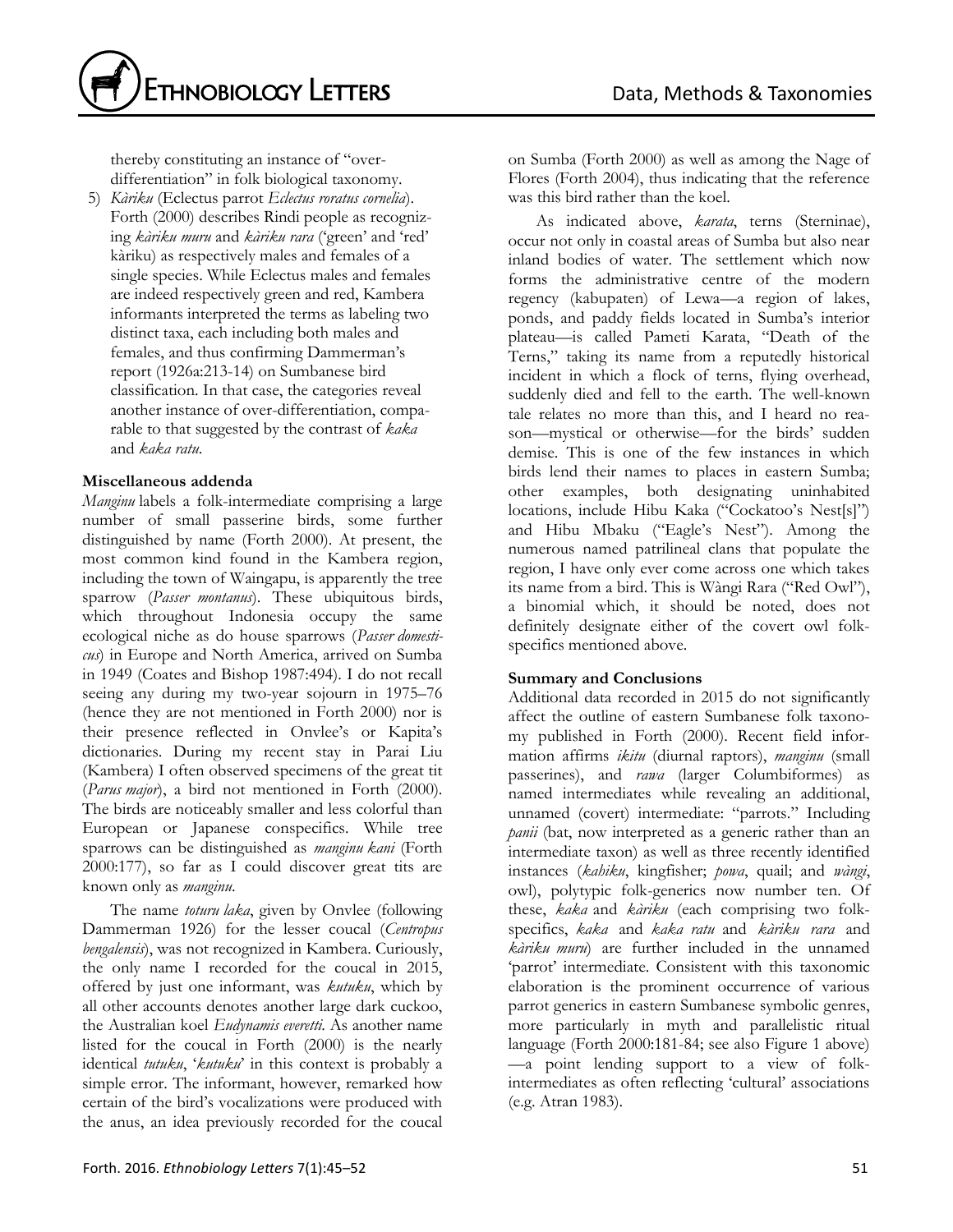thereby constituting an instance of "over-differentiation" in folk biological taxonomy.

5) *Kàriku* (Eclectus parrot *Eclectus roratus cornelia*). Forth (2000) describes Rindi people as recognizing *kàriku muru* and *kàriku rara* ('green' and 'red' kàriku) as respectively males and females of a single species. While Eclectus males and females are indeed respectively green and red, Kambera informants interpreted the terms as labeling two distinct taxa, each including both males and females, and thus confirming Dammerman's report (1926a:213-14) on Sumbanese bird classification. In that case, the categories reveal another instance of over-differentiation, comparable to that suggested by the contrast of *kaka* and *kaka ratu*.

**Miscellaneous addenda**

*Manginu* labels a folk-intermediate comprising a large number of small passerine birds, some further distinguished by name (Forth 2000). At present, the most common kind found in the Kambera region, including the town of Waingapu, is apparently the tree sparrow (*Passer montanus*). These ubiquitous birds, which throughout Indonesia occupy the same ecological niche as do house sparrows (*Passer domesticus*) in Europe and North America, arrived on Sumba in 1949 (Coates and Bishop 1987:494). I do not recall seeing any during my two-year sojourn in 1975–76 (hence they are not mentioned in Forth 2000) nor is their presence reflected in Onvlee's or Kapita's dictionaries. During my recent stay in Parai Liu (Kambera) I often observed specimens of the great tit (*Parus major*), a bird not mentioned in Forth (2000). The birds are noticeably smaller and less colorful than European or Japanese conspecifics. While tree sparrows can be distinguished as *manginu kani* (Forth 2000:177), so far as I could discover great tits are known only as *manginu*.

The name *toturu laka*, given by Onvlee (following Dammerman 1926) for the lesser coucal (*Centropus bengalensis*), was not recognized in Kambera. Curiously, the only name I recorded for the coucal in 2015, offered by just one informant, was *kutuku*, which by all other accounts denotes another large dark cuckoo, the Australian koel *Eudynamis everetti*. As another name listed for the coucal in Forth (2000) is the nearly identical *tutuku*, '*kutuku*' in this context is probably a simple error. The informant, however, remarked how certain of the bird's vocalizations were produced with the anus, an idea previously recorded for the coucal on Sumba (Forth 2000) as well as among the Nage of Flores (Forth 2004), thus indicating that the reference was this bird rather than the koel.

As indicated above, *karata*, terns (Sterninae), occur not only in coastal areas of Sumba but also near inland bodies of water. The settlement which now forms the administrative centre of the modern regency (kabupaten) of Lewa—a region of lakes, ponds, and paddy fields located in Sumba's interior plateau—is called Pameti Karata, "Death of the Terns," taking its name from a reputedly historical incident in which a flock of terns, flying overhead, suddenly died and fell to the earth. The well-known tale relates no more than this, and I heard no reason—mystical or otherwise—for the birds' sudden demise. This is one of the few instances in which birds lend their names to places in eastern Sumba; other examples, both designating uninhabited locations, include Hibu Kaka ("Cockatoo's Nest[s]") and Hibu Mbaku ("Eagle's Nest"). Among the numerous named patrilineal clans that populate the region, I have only ever come across one which takes its name from a bird. This is Wàngi Rara ("Red Owl"), a binomial which, it should be noted, does not definitely designate either of the covert owl folk-specifics mentioned above.

**Summary and Conclusions**

Additional data recorded in 2015 do not significantly affect the outline of eastern Sumbanese folk taxonomy published in Forth (2000). Recent field information affirms *ikitu* (diurnal raptors), *manginu* (small passerines), and *rawa* (larger Columbiformes) as named intermediates while revealing an additional, unnamed (covert) intermediate: "parrots." Including *panii* (bat, now interpreted as a generic rather than an intermediate taxon) as well as three recently identified instances (*kahiku*, kingfisher; *powa*, quail; and *wàngi*, owl), polytypic folk-generics now number ten. Of these, *kaka* and *kàriku* (each comprising two folk-specifics, *kaka* and *kaka ratu* and *kàriku rara* and *kàriku muru*) are further included in the unnamed 'parrot' intermediate. Consistent with this taxonomic elaboration is the prominent occurrence of various parrot generics in eastern Sumbanese symbolic genres, more particularly in myth and parallelistic ritual language (Forth 2000:181-84; see also Figure 1 above)—a point lending support to a view of folk-intermediates as often reflecting 'cultural' associations (e.g. Atran 1983).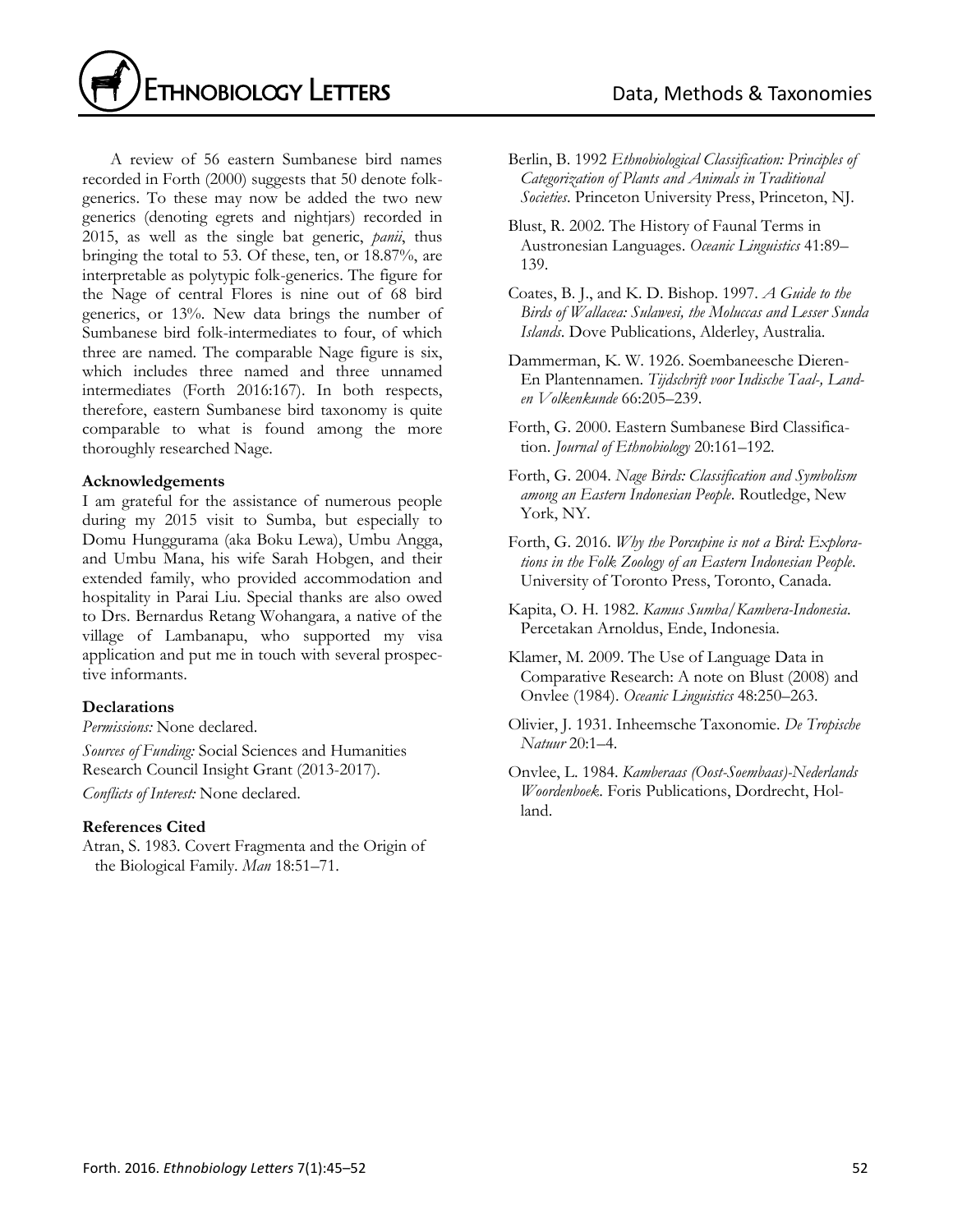A review of 56 eastern Sumbanese bird names recorded in Forth (2000) suggests that 50 denote folk-generics. To these may now be added the two new generics (denoting egrets and nightjars) recorded in 2015, as well as the single bat generic, *panii*, thus bringing the total to 53. Of these, ten, or 18.87%, are interpretable as polytypic folk-generics. The figure for the Nage of central Flores is nine out of 68 bird generics, or 13%. New data brings the number of Sumbanese bird folk-intermediates to four, of which three are named. The comparable Nage figure is six, which includes three named and three unnamed intermediates (Forth 2016:167). In both respects, therefore, eastern Sumbanese bird taxonomy is quite comparable to what is found among the more thoroughly researched Nage.

**Acknowledgements**

I am grateful for the assistance of numerous people during my 2015 visit to Sumba, but especially to Domu Hunggurama (aka Boku Lewa), Umbu Angga, and Umbu Mana, his wife Sarah Hobgen, and their extended family, who provided accommodation and hospitality in Parai Liu. Special thanks are also owed to Drs. Bernardus Retang Wohangara, a native of the village of Lambanapu, who supported my visa application and put me in touch with several prospective informants.

**Declarations**

*Permissions:* None declared.

*Sources of Funding:* Social Sciences and Humanities Research Council Insight Grant (2013-2017).

*Conflicts of Interest:* None declared.

**References Cited**

Atran, S. 1983. Covert Fragmenta and the Origin of the Biological Family. *Man* 18:51–71.

Berlin, B. 1992 *Ethnobiological Classification: Principles of Categorization of Plants and Animals in Traditional Societies*. Princeton University Press, Princeton, NJ.

Blust, R. 2002. The History of Faunal Terms in Austronesian Languages. *Oceanic Linguistics* 41:89–139.

Coates, B. J., and K. D. Bishop. 1997. *A Guide to the Birds of Wallacea: Sulawesi, the Moluccas and Lesser Sunda Islands*. Dove Publications, Alderley, Australia.

Dammerman, K. W. 1926. Soembaneesche Dieren- En Plantennamen. *Tijdschrift voor Indische Taal-, Land- en Volkenkunde* 66:205–239.

Forth, G. 2000. Eastern Sumbanese Bird Classification. *Journal of Ethnobiology* 20:161–192.

Forth, G. 2004. *Nage Birds: Classification and Symbolism among an Eastern Indonesian People*. Routledge, New York, NY.

Forth, G. 2016. *Why the Porcupine is not a Bird: Explorations in the Folk Zoology of an Eastern Indonesian People*. University of Toronto Press, Toronto, Canada.

Kapita, O. H. 1982. *Kamus Sumba/Kambera-Indonesia*. Percetakan Arnoldus, Ende, Indonesia.

Klamer, M. 2009. The Use of Language Data in Comparative Research: A note on Blust (2008) and Onvlee (1984). *Oceanic Linguistics* 48:250–263.

Olivier, J. 1931. Inheemsche Taxonomie. *De Tropische Natuur* 20:1–4.

Onvlee, L. 1984. *Kamberaas (Oost-Soembaas)-Nederlands Woordenboek*. Foris Publications, Dordrecht, Holland.